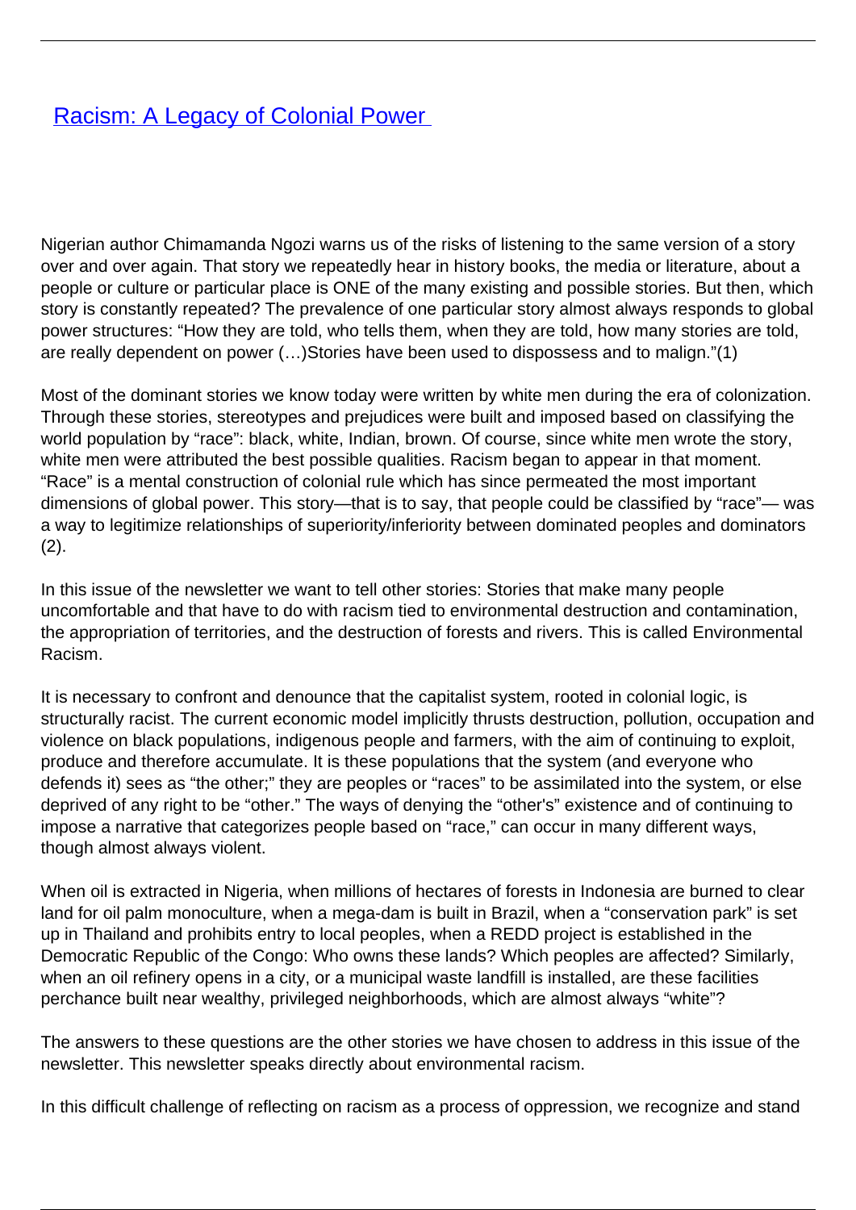# [Racism: A Legacy of Colonial Power](#)

Nigerian author Chimamanda Ngozi warns us of the risks of listening to the same version of a story over and over again. That story we repeatedly hear in history books, the media or literature, about a people or culture or particular place is ONE of the many existing and possible stories. But then, which story is constantly repeated? The prevalence of one particular story almost always responds to global power structures: "How they are told, who tells them, when they are told, how many stories are told, are really dependent on power (…)Stories have been used to dispossess and to malign."(1)

Most of the dominant stories we know today were written by white men during the era of colonization. Through these stories, stereotypes and prejudices were built and imposed based on classifying the world population by "race": black, white, Indian, brown. Of course, since white men wrote the story, white men were attributed the best possible qualities. Racism began to appear in that moment. "Race" is a mental construction of colonial rule which has since permeated the most important dimensions of global power. This story—that is to say, that people could be classified by "race"— was a way to legitimize relationships of superiority/inferiority between dominated peoples and dominators (2).

In this issue of the newsletter we want to tell other stories: Stories that make many people uncomfortable and that have to do with racism tied to environmental destruction and contamination, the appropriation of territories, and the destruction of forests and rivers. This is called Environmental Racism.

It is necessary to confront and denounce that the capitalist system, rooted in colonial logic, is structurally racist. The current economic model implicitly thrusts destruction, pollution, occupation and violence on black populations, indigenous people and farmers, with the aim of continuing to exploit, produce and therefore accumulate. It is these populations that the system (and everyone who defends it) sees as "the other;" they are peoples or "races" to be assimilated into the system, or else deprived of any right to be "other." The ways of denying the "other's" existence and of continuing to impose a narrative that categorizes people based on "race," can occur in many different ways, though almost always violent.

When oil is extracted in Nigeria, when millions of hectares of forests in Indonesia are burned to clear land for oil palm monoculture, when a mega-dam is built in Brazil, when a "conservation park" is set up in Thailand and prohibits entry to local peoples, when a REDD project is established in the Democratic Republic of the Congo: Who owns these lands? Which peoples are affected? Similarly, when an oil refinery opens in a city, or a municipal waste landfill is installed, are these facilities perchance built near wealthy, privileged neighborhoods, which are almost always "white"?

The answers to these questions are the other stories we have chosen to address in this issue of the newsletter. This newsletter speaks directly about environmental racism.

In this difficult challenge of reflecting on racism as a process of oppression, we recognize and stand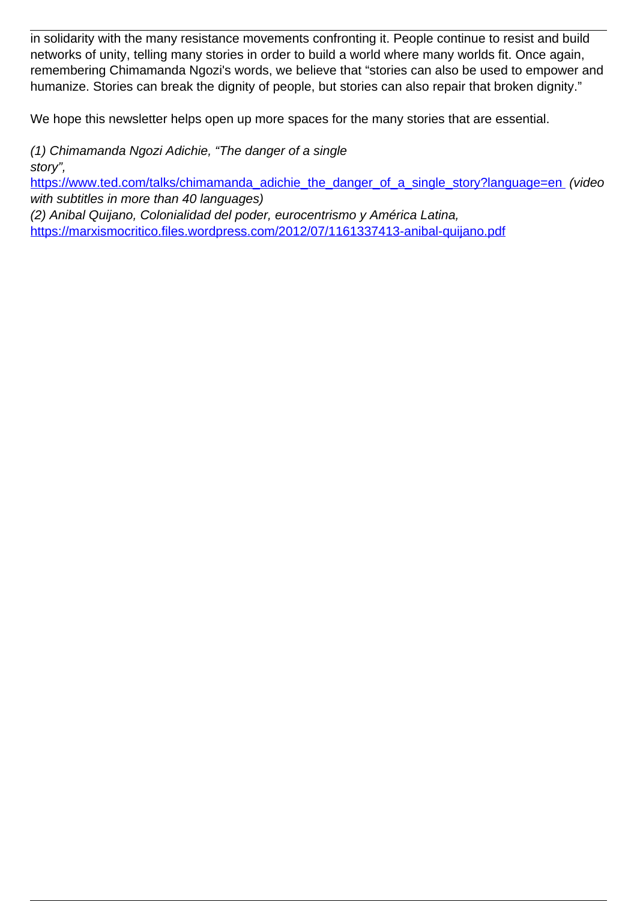in solidarity with the many resistance movements confronting it. People continue to resist and build networks of unity, telling many stories in order to build a world where many worlds fit. Once again, remembering Chimamanda Ngozi's words, we believe that "stories can also be used to empower and humanize. Stories can break the dignity of people, but stories can also repair that broken dignity."

We hope this newsletter helps open up more spaces for the many stories that are essential.

*(1) Chimamanda Ngozi Adichie, "The danger of a single story",*
https://www.ted.com/talks/chimamanda_adichie_the_danger_of_a_single_story?language=en *(video with subtitles in more than 40 languages)*
*(2) Anibal Quijano, Colonialidad del poder, eurocentrismo y América Latina,*
https://marxismocritico.files.wordpress.com/2012/07/1161337413-anibal-quijano.pdf